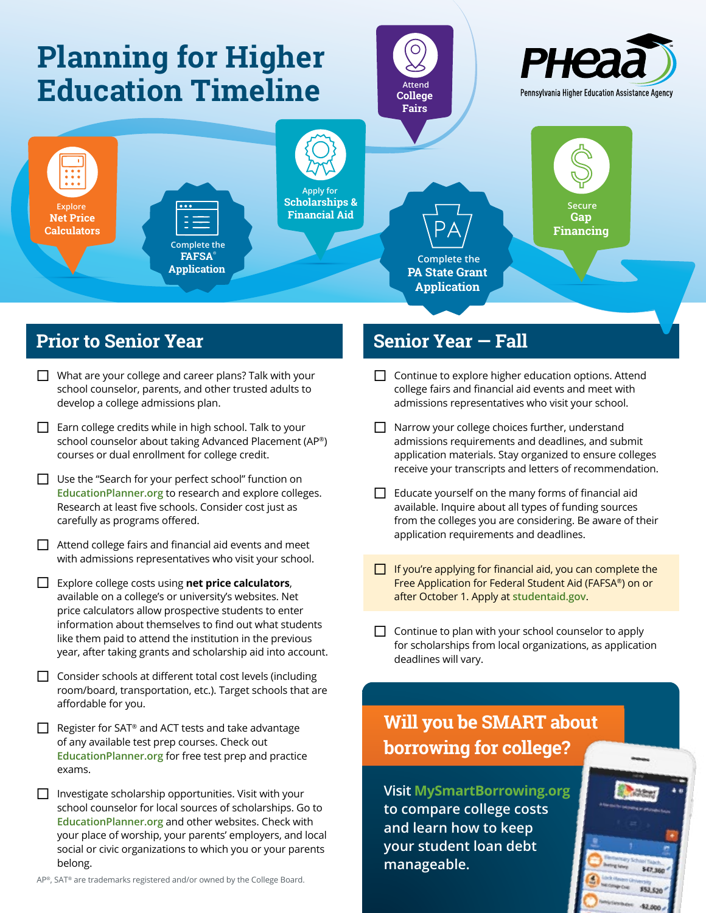# Planning for Higher Education Timeline

PHEAA — Pennsylvania Higher Education Assistance Agency

- Explore **Net Price Calculators**
- Complete the **FAFSA® Application**
- Apply for **Scholarships & Financial Aid**
- Attend **College Fairs**
- Complete the **PA State Grant Application**
- Secure **Gap Financing**

## Prior to Senior Year

- ☐ What are your college and career plans? Talk with your school counselor, parents, and other trusted adults to develop a college admissions plan.
- ☐ Earn college credits while in high school. Talk to your school counselor about taking Advanced Placement (AP®) courses or dual enrollment for college credit.
- ☐ Use the "Search for your perfect school" function on EducationPlanner.org to research and explore colleges. Research at least five schools. Consider cost just as carefully as programs offered.
- ☐ Attend college fairs and financial aid events and meet with admissions representatives who visit your school.
- ☐ Explore college costs using **net price calculators**, available on a college's or university's websites. Net price calculators allow prospective students to enter information about themselves to find out what students like them paid to attend the institution in the previous year, after taking grants and scholarship aid into account.
- ☐ Consider schools at different total cost levels (including room/board, transportation, etc.). Target schools that are affordable for you.
- ☐ Register for SAT® and ACT tests and take advantage of any available test prep courses. Check out EducationPlanner.org for free test prep and practice exams.
- ☐ Investigate scholarship opportunities. Visit with your school counselor for local sources of scholarships. Go to EducationPlanner.org and other websites. Check with your place of worship, your parents' employers, and local social or civic organizations to which you or your parents belong.

AP®, SAT® are trademarks registered and/or owned by the College Board.

## Senior Year — Fall

- ☐ Continue to explore higher education options. Attend college fairs and financial aid events and meet with admissions representatives who visit your school.
- ☐ Narrow your college choices further, understand admissions requirements and deadlines, and submit application materials. Stay organized to ensure colleges receive your transcripts and letters of recommendation.
- ☐ Educate yourself on the many forms of financial aid available. Inquire about all types of funding sources from the colleges you are considering. Be aware of their application requirements and deadlines.
- ☐ If you're applying for financial aid, you can complete the Free Application for Federal Student Aid (FAFSA®) on or after October 1. Apply at studentaid.gov.
- ☐ Continue to plan with your school counselor to apply for scholarships from local organizations, as application deadlines will vary.

### Will you be SMART about borrowing for college?

Visit MySmartBorrowing.org to compare college costs and learn how to keep your student loan debt manageable.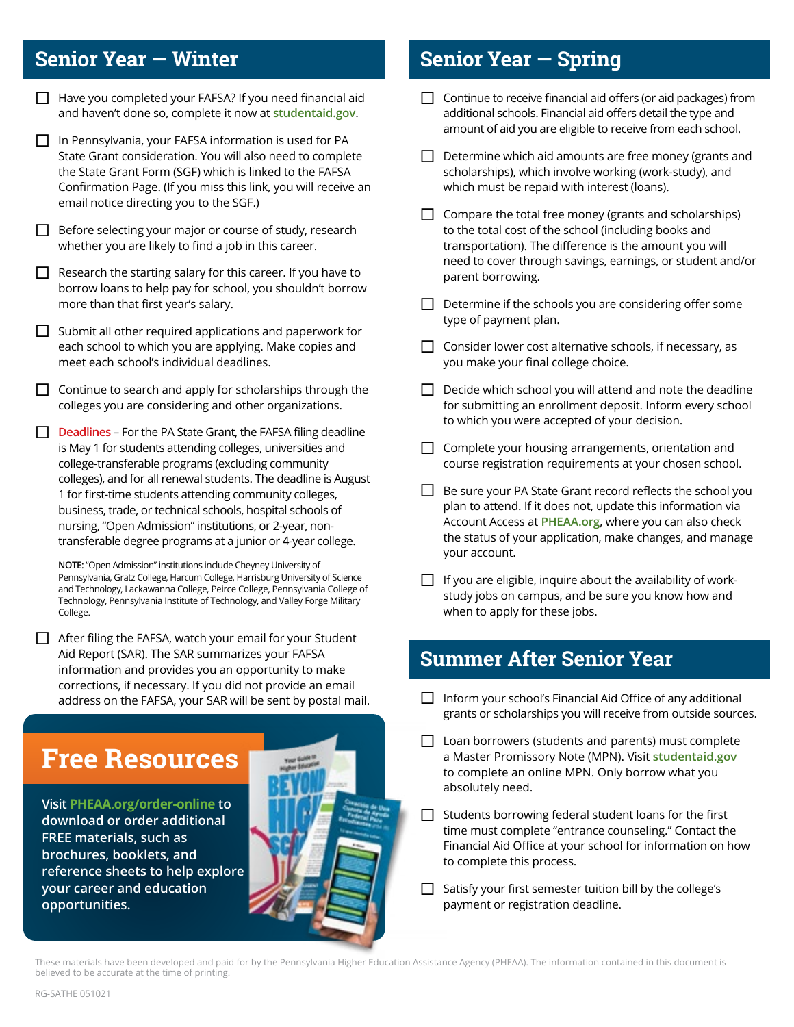## Senior Year — Winter

- ☐ Have you completed your FAFSA? If you need financial aid and haven't done so, complete it now at studentaid.gov.
- ☐ In Pennsylvania, your FAFSA information is used for PA State Grant consideration. You will also need to complete the State Grant Form (SGF) which is linked to the FAFSA Confirmation Page. (If you miss this link, you will receive an email notice directing you to the SGF.)
- ☐ Before selecting your major or course of study, research whether you are likely to find a job in this career.
- ☐ Research the starting salary for this career. If you have to borrow loans to help pay for school, you shouldn't borrow more than that first year's salary.
- ☐ Submit all other required applications and paperwork for each school to which you are applying. Make copies and meet each school's individual deadlines.
- ☐ Continue to search and apply for scholarships through the colleges you are considering and other organizations.
- ☐ Deadlines – For the PA State Grant, the FAFSA filing deadline is May 1 for students attending colleges, universities and college-transferable programs (excluding community colleges), and for all renewal students. The deadline is August 1 for first-time students attending community colleges, business, trade, or technical schools, hospital schools of nursing, "Open Admission" institutions, or 2-year, non-transferable degree programs at a junior or 4-year college.

  **NOTE:** "Open Admission" institutions include Cheyney University of Pennsylvania, Gratz College, Harcum College, Harrisburg University of Science and Technology, Lackawanna College, Peirce College, Pennsylvania College of Technology, Pennsylvania Institute of Technology, and Valley Forge Military College.

- ☐ After filing the FAFSA, watch your email for your Student Aid Report (SAR). The SAR summarizes your FAFSA information and provides you an opportunity to make corrections, if necessary. If you did not provide an email address on the FAFSA, your SAR will be sent by postal mail.

## Free Resources

Visit PHEAA.org/order-online to download or order additional FREE materials, such as brochures, booklets, and reference sheets to help explore your career and education opportunities.

## Senior Year — Spring

- ☐ Continue to receive financial aid offers (or aid packages) from additional schools. Financial aid offers detail the type and amount of aid you are eligible to receive from each school.
- ☐ Determine which aid amounts are free money (grants and scholarships), which involve working (work-study), and which must be repaid with interest (loans).
- ☐ Compare the total free money (grants and scholarships) to the total cost of the school (including books and transportation). The difference is the amount you will need to cover through savings, earnings, or student and/or parent borrowing.
- ☐ Determine if the schools you are considering offer some type of payment plan.
- ☐ Consider lower cost alternative schools, if necessary, as you make your final college choice.
- ☐ Decide which school you will attend and note the deadline for submitting an enrollment deposit. Inform every school to which you were accepted of your decision.
- ☐ Complete your housing arrangements, orientation and course registration requirements at your chosen school.
- ☐ Be sure your PA State Grant record reflects the school you plan to attend. If it does not, update this information via Account Access at PHEAA.org, where you can also check the status of your application, make changes, and manage your account.
- ☐ If you are eligible, inquire about the availability of work-study jobs on campus, and be sure you know how and when to apply for these jobs.

## Summer After Senior Year

- ☐ Inform your school's Financial Aid Office of any additional grants or scholarships you will receive from outside sources.
- ☐ Loan borrowers (students and parents) must complete a Master Promissory Note (MPN). Visit studentaid.gov to complete an online MPN. Only borrow what you absolutely need.
- ☐ Students borrowing federal student loans for the first time must complete "entrance counseling." Contact the Financial Aid Office at your school for information on how to complete this process.
- ☐ Satisfy your first semester tuition bill by the college's payment or registration deadline.

These materials have been developed and paid for by the Pennsylvania Higher Education Assistance Agency (PHEAA). The information contained in this document is believed to be accurate at the time of printing.

RG-SATHE 051021